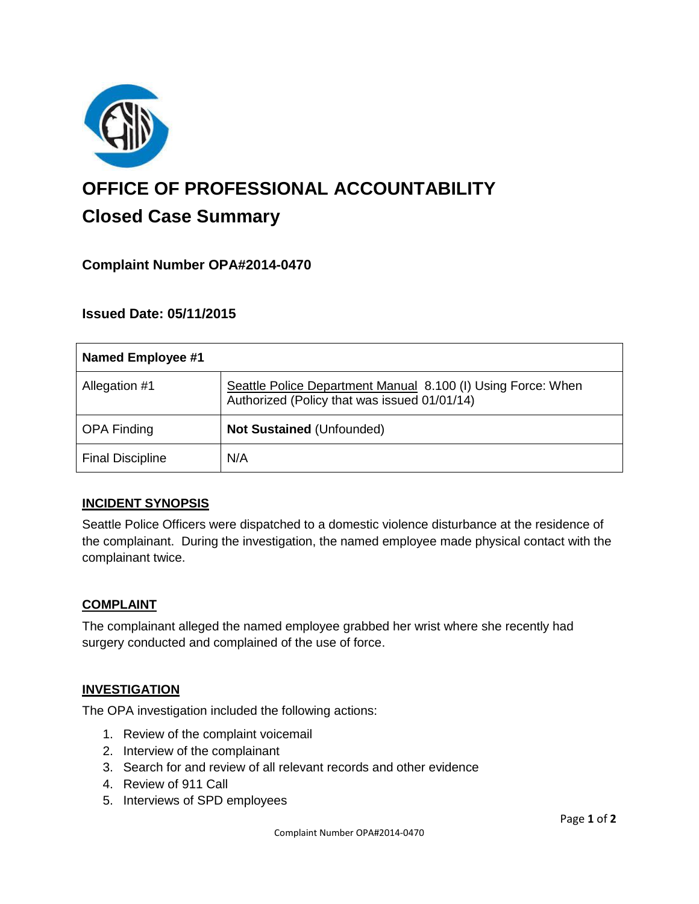# OFFICE OF PROFESSIONAL ACCOUNTABILITY

## Closed Case Summary

### Complaint Number OPA#2014-0470

### Issued Date: 05/11/2015

| Named Employee #1 | |
|---|---|
| Allegation #1 | Seattle Police Department Manual 8.100 (I) Using Force: When Authorized (Policy that was issued 01/01/14) |
| OPA Finding | **Not Sustained** (Unfounded) |
| Final Discipline | N/A |

**INCIDENT SYNOPSIS**

Seattle Police Officers were dispatched to a domestic violence disturbance at the residence of the complainant. During the investigation, the named employee made physical contact with the complainant twice.

**COMPLAINT**

The complainant alleged the named employee grabbed her wrist where she recently had surgery conducted and complained of the use of force.

**INVESTIGATION**

The OPA investigation included the following actions:

1. Review of the complaint voicemail
2. Interview of the complainant
3. Search for and review of all relevant records and other evidence
4. Review of 911 Call
5. Interviews of SPD employees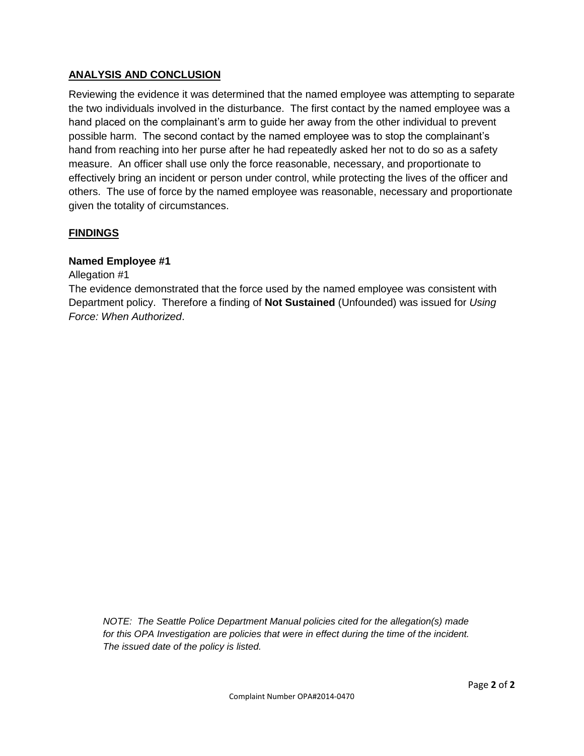## ANALYSIS AND CONCLUSION

Reviewing the evidence it was determined that the named employee was attempting to separate the two individuals involved in the disturbance. The first contact by the named employee was a hand placed on the complainant's arm to guide her away from the other individual to prevent possible harm. The second contact by the named employee was to stop the complainant's hand from reaching into her purse after he had repeatedly asked her not to do so as a safety measure. An officer shall use only the force reasonable, necessary, and proportionate to effectively bring an incident or person under control, while protecting the lives of the officer and others. The use of force by the named employee was reasonable, necessary and proportionate given the totality of circumstances.

## FINDINGS

**Named Employee #1**

Allegation #1

The evidence demonstrated that the force used by the named employee was consistent with Department policy. Therefore a finding of **Not Sustained** (Unfounded) was issued for *Using Force: When Authorized*.

*NOTE: The Seattle Police Department Manual policies cited for the allegation(s) made for this OPA Investigation are policies that were in effect during the time of the incident. The issued date of the policy is listed.*

Complaint Number OPA#2014-0470